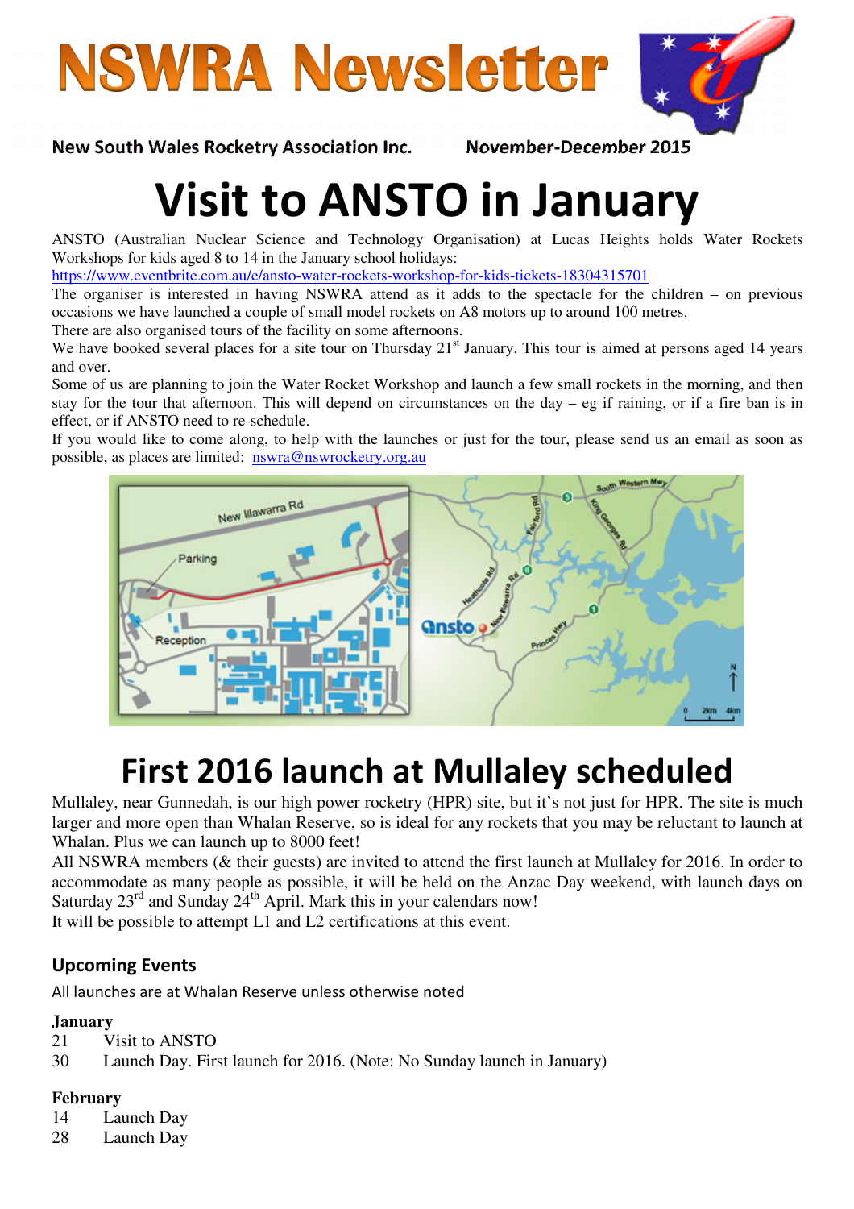# NSWRA Newsletter

**New South Wales Rocketry Association Inc.** **November-December 2015**

# Visit to ANSTO in January

ANSTO (Australian Nuclear Science and Technology Organisation) at Lucas Heights holds Water Rockets Workshops for kids aged 8 to 14 in the January school holidays:
https://www.eventbrite.com.au/e/ansto-water-rockets-workshop-for-kids-tickets-18304315701

The organiser is interested in having NSWRA attend as it adds to the spectacle for the children – on previous occasions we have launched a couple of small model rockets on A8 motors up to around 100 metres.

There are also organised tours of the facility on some afternoons.

We have booked several places for a site tour on Thursday 21st January. This tour is aimed at persons aged 14 years and over.

Some of us are planning to join the Water Rocket Workshop and launch a few small rockets in the morning, and then stay for the tour that afternoon. This will depend on circumstances on the day – eg if raining, or if a fire ban is in effect, or if ANSTO need to re-schedule.

If you would like to come along, to help with the launches or just for the tour, please send us an email as soon as possible, as places are limited: nswra@nswrocketry.org.au

# First 2016 launch at Mullaley scheduled

Mullaley, near Gunnedah, is our high power rocketry (HPR) site, but it's not just for HPR. The site is much larger and more open than Whalan Reserve, so is ideal for any rockets that you may be reluctant to launch at Whalan. Plus we can launch up to 8000 feet!

All NSWRA members (& their guests) are invited to attend the first launch at Mullaley for 2016. In order to accommodate as many people as possible, it will be held on the Anzac Day weekend, with launch days on Saturday 23rd and Sunday 24th April. Mark this in your calendars now!

It will be possible to attempt L1 and L2 certifications at this event.

## Upcoming Events

All launches are at Whalan Reserve unless otherwise noted

**January**

21 Visit to ANSTO
30 Launch Day. First launch for 2016. (Note: No Sunday launch in January)

**February**

14 Launch Day
28 Launch Day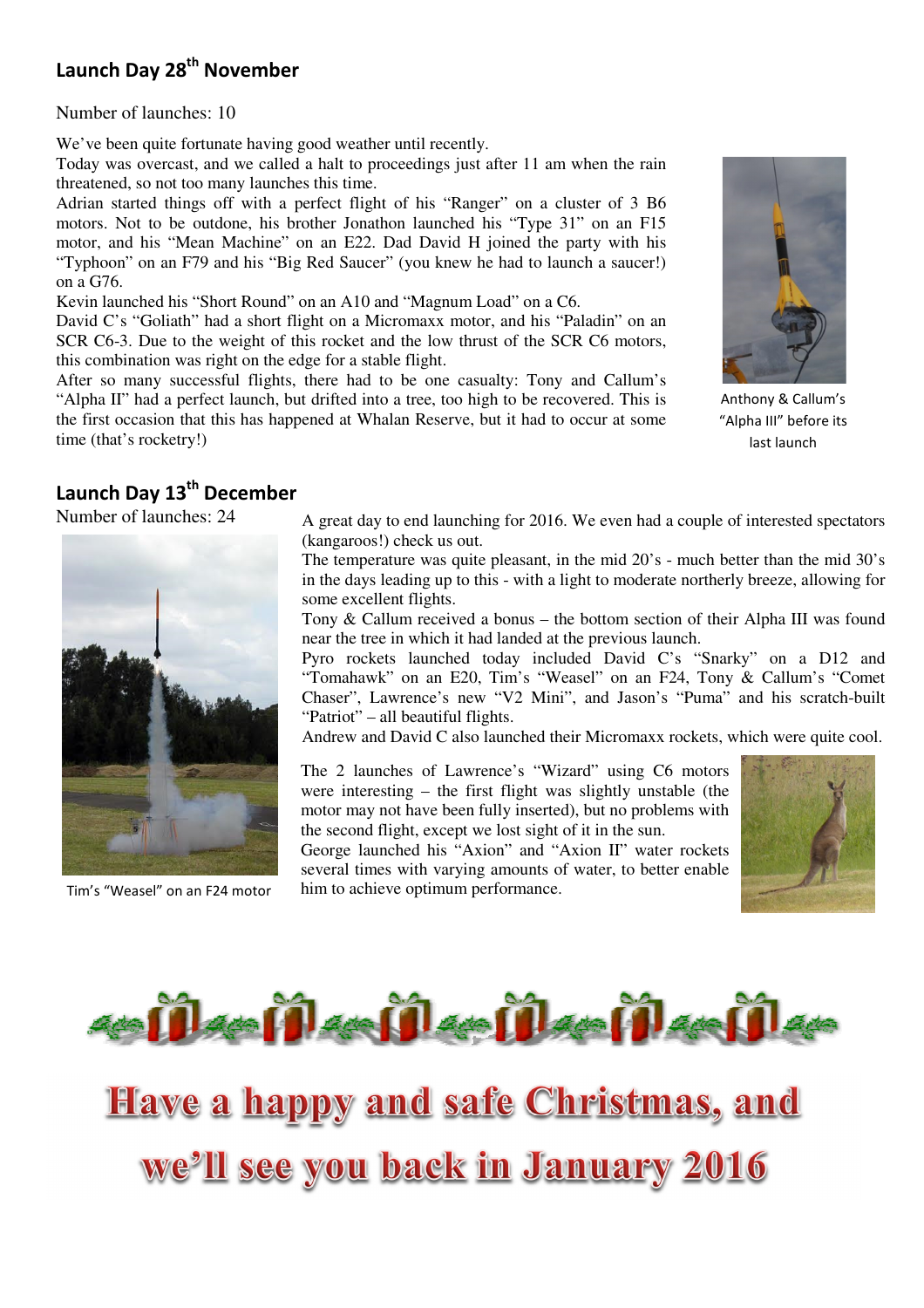## Launch Day 28th November

Number of launches: 10

We've been quite fortunate having good weather until recently.
Today was overcast, and we called a halt to proceedings just after 11 am when the rain threatened, so not too many launches this time.
Adrian started things off with a perfect flight of his "Ranger" on a cluster of 3 B6 motors. Not to be outdone, his brother Jonathon launched his "Type 31" on an F15 motor, and his "Mean Machine" on an E22. Dad David H joined the party with his "Typhoon" on an F79 and his "Big Red Saucer" (you knew he had to launch a saucer!) on a G76.
Kevin launched his "Short Round" on an A10 and "Magnum Load" on a C6.
David C's "Goliath" had a short flight on a Micromaxx motor, and his "Paladin" on an SCR C6-3. Due to the weight of this rocket and the low thrust of the SCR C6 motors, this combination was right on the edge for a stable flight.
After so many successful flights, there had to be one casualty: Tony and Callum's "Alpha II" had a perfect launch, but drifted into a tree, too high to be recovered. This is the first occasion that this has happened at Whalan Reserve, but it had to occur at some time (that's rocketry!)

Anthony & Callum's "Alpha III" before its last launch

## Launch Day 13th December

Number of launches: 24

Tim's "Weasel" on an F24 motor

A great day to end launching for 2016. We even had a couple of interested spectators (kangaroos!) check us out.
The temperature was quite pleasant, in the mid 20's - much better than the mid 30's in the days leading up to this - with a light to moderate northerly breeze, allowing for some excellent flights.
Tony & Callum received a bonus – the bottom section of their Alpha III was found near the tree in which it had landed at the previous launch.
Pyro rockets launched today included David C's "Snarky" on a D12 and "Tomahawk" on an E20, Tim's "Weasel" on an F24, Tony & Callum's "Comet Chaser", Lawrence's new "V2 Mini", and Jason's "Puma" and his scratch-built "Patriot" – all beautiful flights.
Andrew and David C also launched their Micromaxx rockets, which were quite cool.

The 2 launches of Lawrence's "Wizard" using C6 motors were interesting – the first flight was slightly unstable (the motor may not have been fully inserted), but no problems with the second flight, except we lost sight of it in the sun.
George launched his "Axion" and "Axion II" water rockets several times with varying amounts of water, to better enable him to achieve optimum performance.

**Have a happy and safe Christmas, and we'll see you back in January 2016**